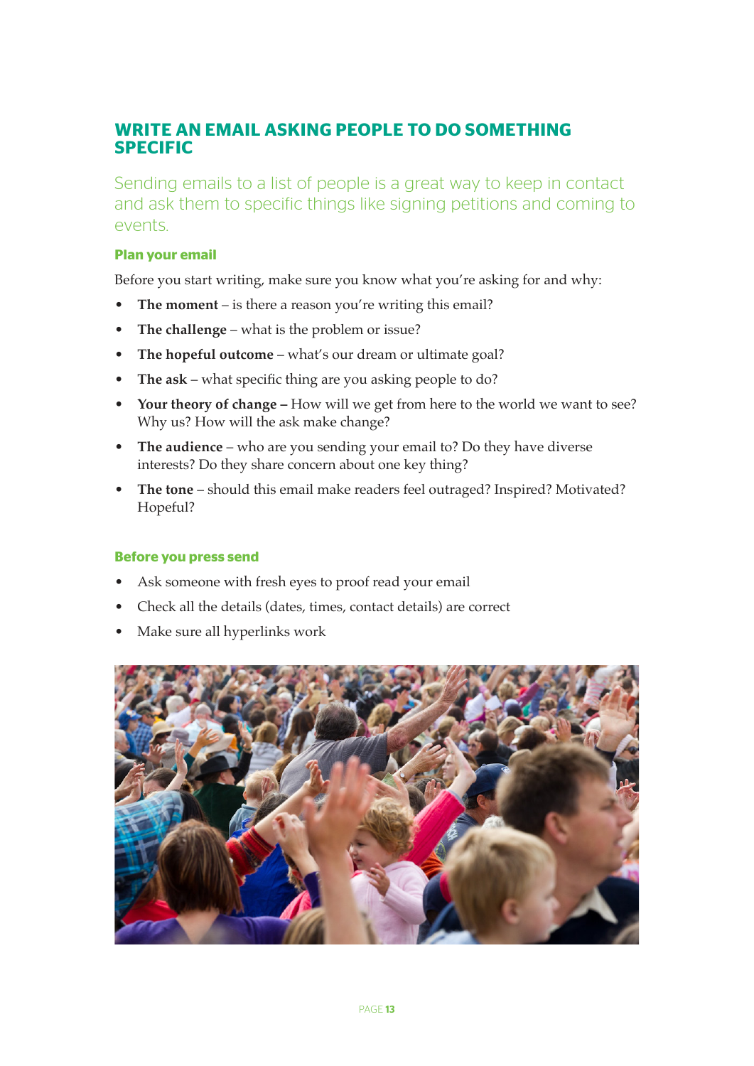# WRITE AN EMAIL ASKING PEOPLE TO DO SOMETHING SPECIFIC

Sending emails to a list of people is a great way to keep in contact and ask them to specific things like signing petitions and coming to events.

### Plan your email

Before you start writing, make sure you know what you're asking for and why:

- **The moment** – is there a reason you're writing this email?
- **The challenge** – what is the problem or issue?
- **The hopeful outcome** – what's our dream or ultimate goal?
- **The ask** – what specific thing are you asking people to do?
- **Your theory of change –** How will we get from here to the world we want to see? Why us? How will the ask make change?
- **The audience** – who are you sending your email to? Do they have diverse interests? Do they share concern about one key thing?
- **The tone** – should this email make readers feel outraged? Inspired? Motivated? Hopeful?

### Before you press send

- Ask someone with fresh eyes to proof read your email
- Check all the details (dates, times, contact details) are correct
- Make sure all hyperlinks work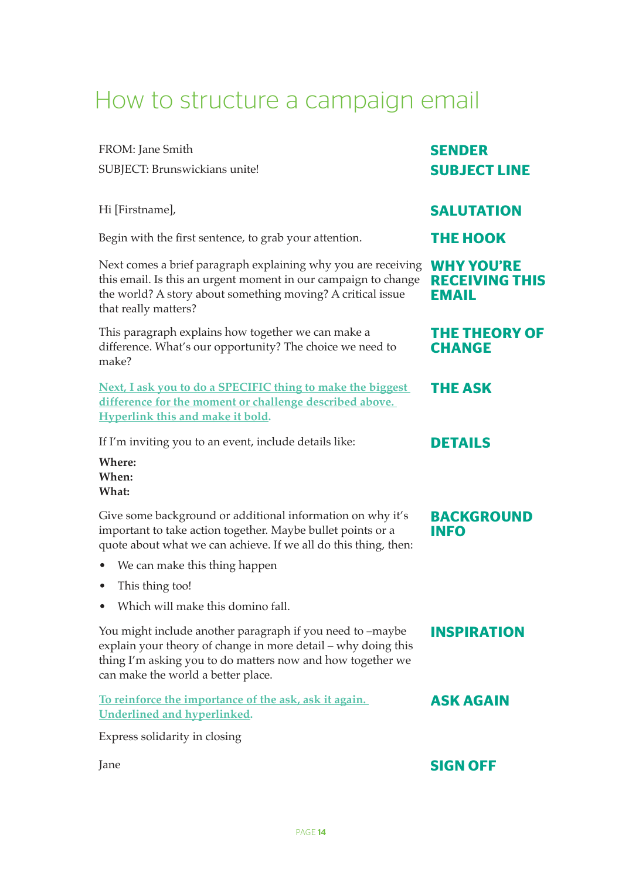# How to structure a campaign email

| | |
|---|---|
| FROM: Jane Smith | **SENDER** |
| SUBJECT: Brunswickians unite! | **SUBJECT LINE** |
| Hi [Firstname], | **SALUTATION** |
| Begin with the first sentence, to grab your attention. | **THE HOOK** |
| Next comes a brief paragraph explaining why you are receiving this email. Is this an urgent moment in our campaign to change the world? A story about something moving? A critical issue that really matters? | **WHY YOU'RE RECEIVING THIS EMAIL** |
| This paragraph explains how together we can make a difference. What's our opportunity? The choice we need to make? | **THE THEORY OF CHANGE** |
| **Next, I ask you to do a SPECIFIC thing to make the biggest difference for the moment or challenge described above. Hyperlink this and make it bold.** | **THE ASK** |
| If I'm inviting you to an event, include details like:<br>**Where:**<br>**When:**<br>**What:** | **DETAILS** |
| Give some background or additional information on why it's important to take action together. Maybe bullet points or a quote about what we can achieve. If we all do this thing, then:<br>• We can make this thing happen<br>• This thing too!<br>• Which will make this domino fall. | **BACKGROUND INFO** |
| You might include another paragraph if you need to –maybe explain your theory of change in more detail – why doing this thing I'm asking you to do matters now and how together we can make the world a better place. | **INSPIRATION** |
| To reinforce the importance of the ask, ask it again. Underlined and hyperlinked. | **ASK AGAIN** |
| Express solidarity in closing | |
| Jane | **SIGN OFF** |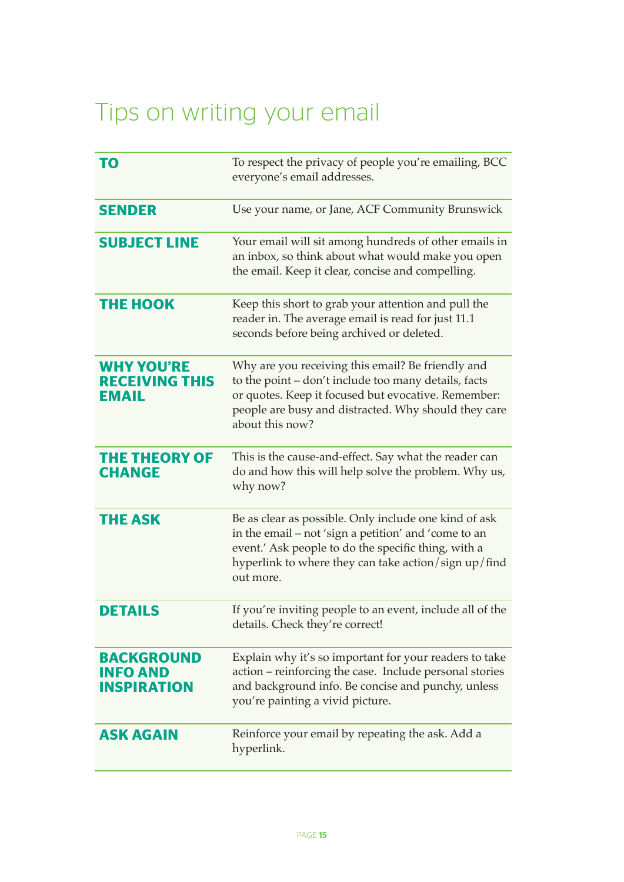# Tips on writing your email

| | |
|---|---|
| **TO** | To respect the privacy of people you're emailing, BCC everyone's email addresses. |
| **SENDER** | Use your name, or Jane, ACF Community Brunswick |
| **SUBJECT LINE** | Your email will sit among hundreds of other emails in an inbox, so think about what would make you open the email. Keep it clear, concise and compelling. |
| **THE HOOK** | Keep this short to grab your attention and pull the reader in. The average email is read for just 11.1 seconds before being archived or deleted. |
| **WHY YOU'RE RECEIVING THIS EMAIL** | Why are you receiving this email? Be friendly and to the point – don't include too many details, facts or quotes. Keep it focused but evocative. Remember: people are busy and distracted. Why should they care about this now? |
| **THE THEORY OF CHANGE** | This is the cause-and-effect. Say what the reader can do and how this will help solve the problem. Why us, why now? |
| **THE ASK** | Be as clear as possible. Only include one kind of ask in the email – not 'sign a petition' and 'come to an event.' Ask people to do the specific thing, with a hyperlink to where they can take action/sign up/find out more. |
| **DETAILS** | If you're inviting people to an event, include all of the details. Check they're correct! |
| **BACKGROUND INFO AND INSPIRATION** | Explain why it's so important for your readers to take action – reinforcing the case. Include personal stories and background info. Be concise and punchy, unless you're painting a vivid picture. |
| **ASK AGAIN** | Reinforce your email by repeating the ask. Add a hyperlink. |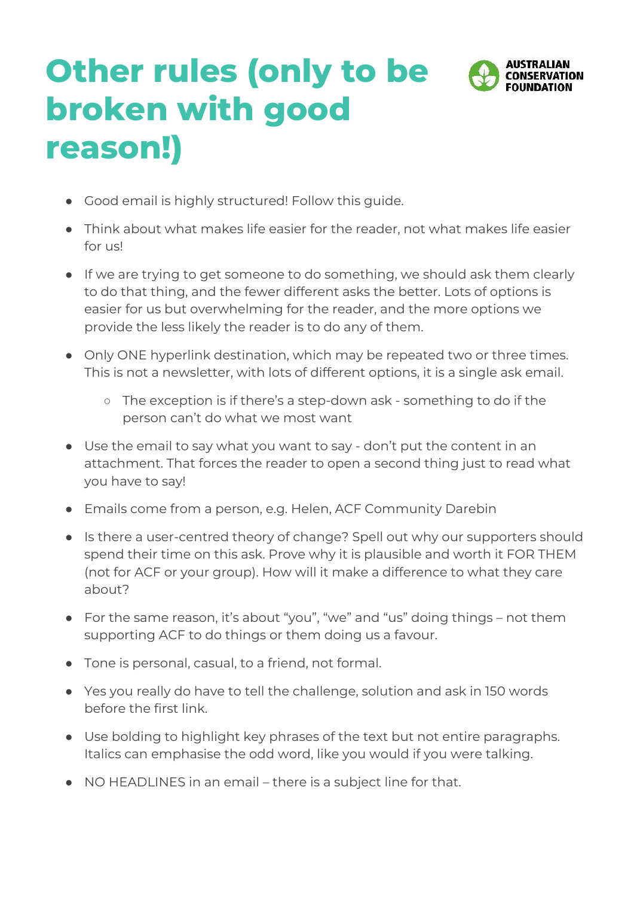# Other rules (only to be broken with good reason!)

AUSTRALIAN CONSERVATION FOUNDATION

- Good email is highly structured! Follow this guide.
- Think about what makes life easier for the reader, not what makes life easier for us!
- If we are trying to get someone to do something, we should ask them clearly to do that thing, and the fewer different asks the better. Lots of options is easier for us but overwhelming for the reader, and the more options we provide the less likely the reader is to do any of them.
- Only ONE hyperlink destination, which may be repeated two or three times. This is not a newsletter, with lots of different options, it is a single ask email.
    - The exception is if there's a step-down ask - something to do if the person can't do what we most want
- Use the email to say what you want to say - don't put the content in an attachment. That forces the reader to open a second thing just to read what you have to say!
- Emails come from a person, e.g. Helen, ACF Community Darebin
- Is there a user-centred theory of change? Spell out why our supporters should spend their time on this ask. Prove why it is plausible and worth it FOR THEM (not for ACF or your group). How will it make a difference to what they care about?
- For the same reason, it's about "you", "we" and "us" doing things – not them supporting ACF to do things or them doing us a favour.
- Tone is personal, casual, to a friend, not formal.
- Yes you really do have to tell the challenge, solution and ask in 150 words before the first link.
- Use bolding to highlight key phrases of the text but not entire paragraphs. Italics can emphasise the odd word, like you would if you were talking.
- NO HEADLINES in an email – there is a subject line for that.